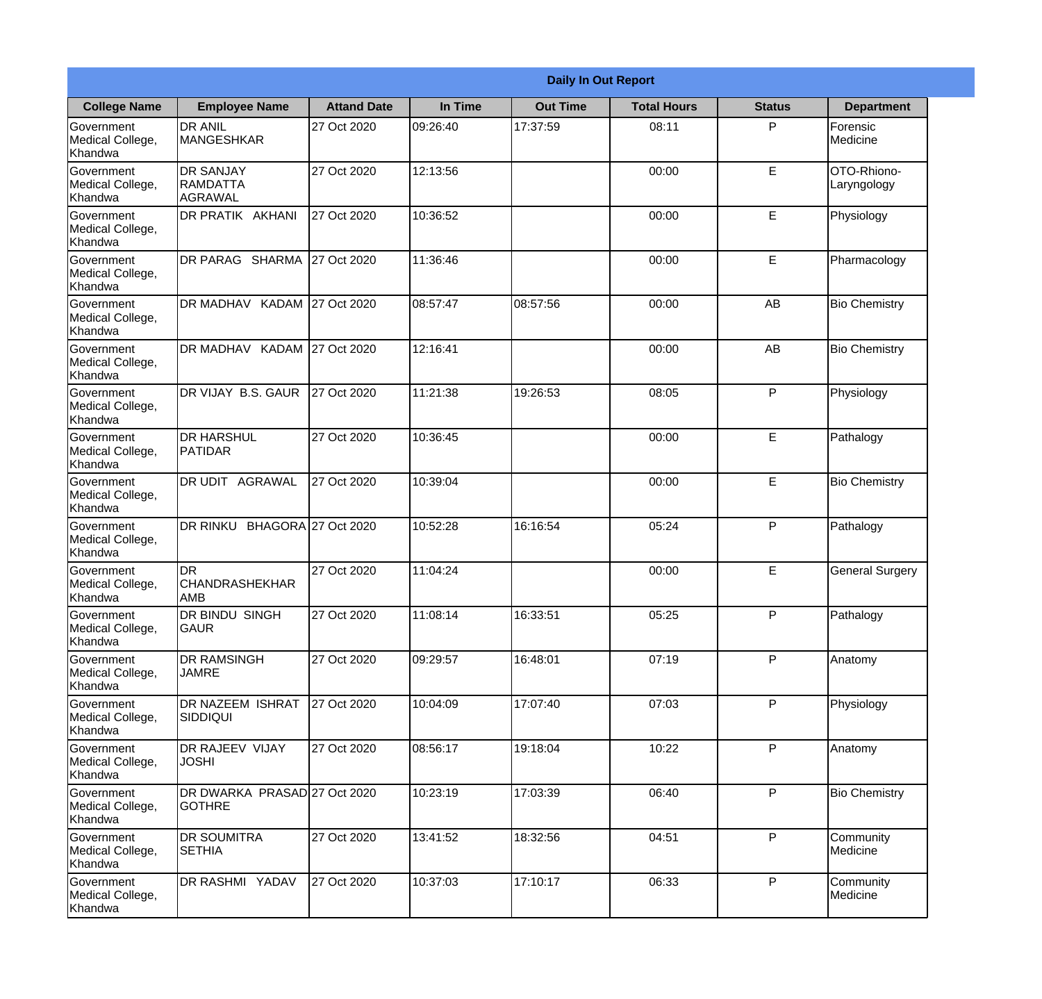| Daily In Out Report | | | | | | | |
|---|---|---|---|---|---|---|---|
| **College Name** | **Employee Name** | **Attand Date** | **In Time** | **Out Time** | **Total Hours** | **Status** | **Department** |
| Government Medical College, Khandwa | DR ANIL MANGESHKAR | 27 Oct 2020 | 09:26:40 | 17:37:59 | 08:11 | P | Forensic Medicine |
| Government Medical College, Khandwa | DR SANJAY RAMDATTA AGRAWAL | 27 Oct 2020 | 12:13:56 | | 00:00 | E | OTO-Rhiono-Laryngology |
| Government Medical College, Khandwa | DR PRATIK AKHANI | 27 Oct 2020 | 10:36:52 | | 00:00 | E | Physiology |
| Government Medical College, Khandwa | DR PARAG SHARMA | 27 Oct 2020 | 11:36:46 | | 00:00 | E | Pharmacology |
| Government Medical College, Khandwa | DR MADHAV KADAM | 27 Oct 2020 | 08:57:47 | 08:57:56 | 00:00 | AB | Bio Chemistry |
| Government Medical College, Khandwa | DR MADHAV KADAM | 27 Oct 2020 | 12:16:41 | | 00:00 | AB | Bio Chemistry |
| Government Medical College, Khandwa | DR VIJAY B.S. GAUR | 27 Oct 2020 | 11:21:38 | 19:26:53 | 08:05 | P | Physiology |
| Government Medical College, Khandwa | DR HARSHUL PATIDAR | 27 Oct 2020 | 10:36:45 | | 00:00 | E | Pathalogy |
| Government Medical College, Khandwa | DR UDIT AGRAWAL | 27 Oct 2020 | 10:39:04 | | 00:00 | E | Bio Chemistry |
| Government Medical College, Khandwa | DR RINKU BHAGORA | 27 Oct 2020 | 10:52:28 | 16:16:54 | 05:24 | P | Pathalogy |
| Government Medical College, Khandwa | DR CHANDRASHEKHAR AMB | 27 Oct 2020 | 11:04:24 | | 00:00 | E | General Surgery |
| Government Medical College, Khandwa | DR BINDU SINGH GAUR | 27 Oct 2020 | 11:08:14 | 16:33:51 | 05:25 | P | Pathalogy |
| Government Medical College, Khandwa | DR RAMSINGH JAMRE | 27 Oct 2020 | 09:29:57 | 16:48:01 | 07:19 | P | Anatomy |
| Government Medical College, Khandwa | DR NAZEEM ISHRAT SIDDIQUI | 27 Oct 2020 | 10:04:09 | 17:07:40 | 07:03 | P | Physiology |
| Government Medical College, Khandwa | DR RAJEEV VIJAY JOSHI | 27 Oct 2020 | 08:56:17 | 19:18:04 | 10:22 | P | Anatomy |
| Government Medical College, Khandwa | DR DWARKA PRASAD GOTHRE | 27 Oct 2020 | 10:23:19 | 17:03:39 | 06:40 | P | Bio Chemistry |
| Government Medical College, Khandwa | DR SOUMITRA SETHIA | 27 Oct 2020 | 13:41:52 | 18:32:56 | 04:51 | P | Community Medicine |
| Government Medical College, Khandwa | DR RASHMI YADAV | 27 Oct 2020 | 10:37:03 | 17:10:17 | 06:33 | P | Community Medicine |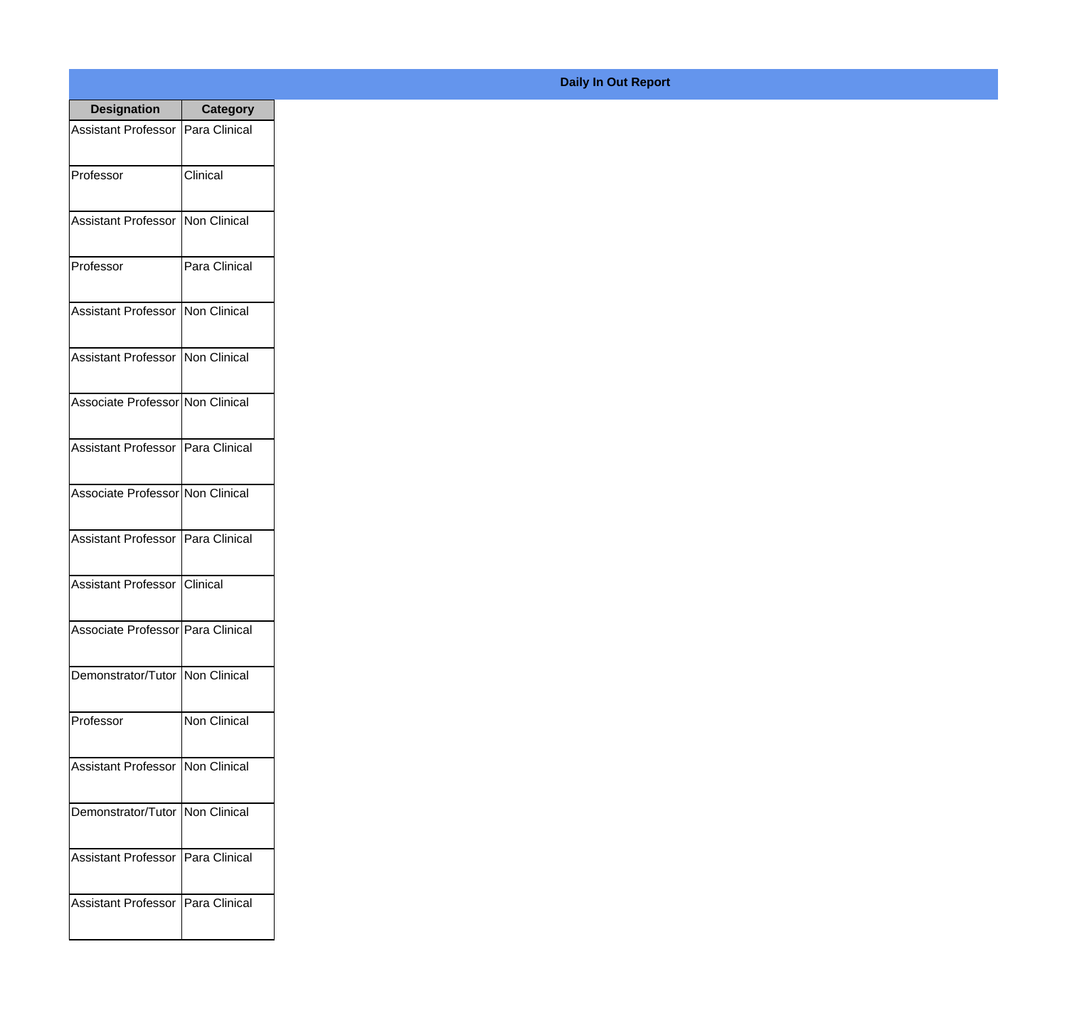**Daily In Out Report**

| Designation | Category |
|---|---|
| Assistant Professor | Para Clinical |
| Professor | Clinical |
| Assistant Professor | Non Clinical |
| Professor | Para Clinical |
| Assistant Professor | Non Clinical |
| Assistant Professor | Non Clinical |
| Associate Professor | Non Clinical |
| Assistant Professor | Para Clinical |
| Associate Professor | Non Clinical |
| Assistant Professor | Para Clinical |
| Assistant Professor | Clinical |
| Associate Professor | Para Clinical |
| Demonstrator/Tutor | Non Clinical |
| Professor | Non Clinical |
| Assistant Professor | Non Clinical |
| Demonstrator/Tutor | Non Clinical |
| Assistant Professor | Para Clinical |
| Assistant Professor | Para Clinical |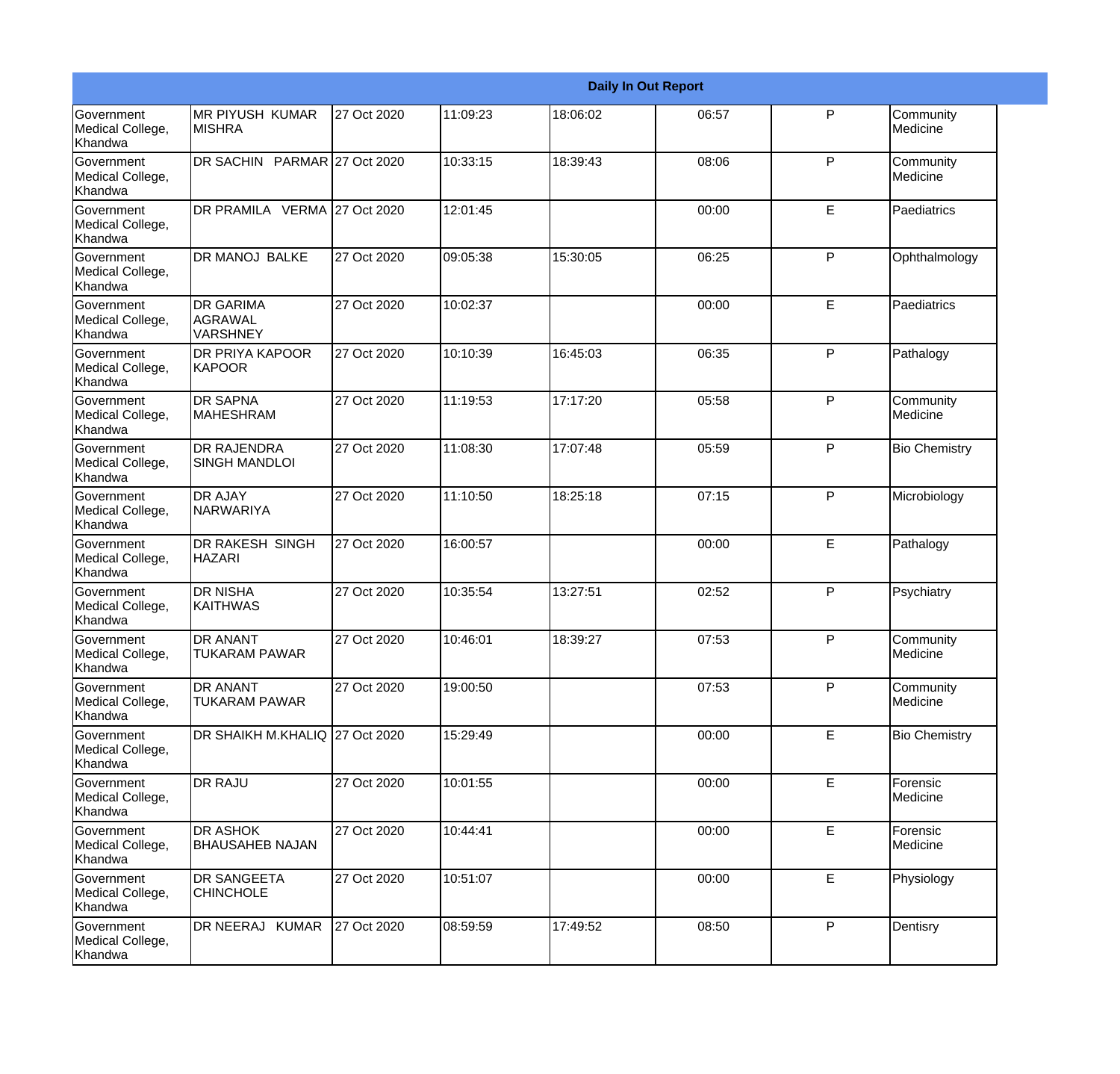| Daily In Out Report | | | | | | | |
|---|---|---|---|---|---|---|---|
| Government Medical College, Khandwa | MR PIYUSH KUMAR MISHRA | 27 Oct 2020 | 11:09:23 | 18:06:02 | 06:57 | P | Community Medicine |
| Government Medical College, Khandwa | DR SACHIN PARMAR | 27 Oct 2020 | 10:33:15 | 18:39:43 | 08:06 | P | Community Medicine |
| Government Medical College, Khandwa | DR PRAMILA VERMA | 27 Oct 2020 | 12:01:45 | | 00:00 | E | Paediatrics |
| Government Medical College, Khandwa | DR MANOJ BALKE | 27 Oct 2020 | 09:05:38 | 15:30:05 | 06:25 | P | Ophthalmology |
| Government Medical College, Khandwa | DR GARIMA AGRAWAL VARSHNEY | 27 Oct 2020 | 10:02:37 | | 00:00 | E | Paediatrics |
| Government Medical College, Khandwa | DR PRIYA KAPOOR KAPOOR | 27 Oct 2020 | 10:10:39 | 16:45:03 | 06:35 | P | Pathalogy |
| Government Medical College, Khandwa | DR SAPNA MAHESHRAM | 27 Oct 2020 | 11:19:53 | 17:17:20 | 05:58 | P | Community Medicine |
| Government Medical College, Khandwa | DR RAJENDRA SINGH MANDLOI | 27 Oct 2020 | 11:08:30 | 17:07:48 | 05:59 | P | Bio Chemistry |
| Government Medical College, Khandwa | DR AJAY NARWARIYA | 27 Oct 2020 | 11:10:50 | 18:25:18 | 07:15 | P | Microbiology |
| Government Medical College, Khandwa | DR RAKESH SINGH HAZARI | 27 Oct 2020 | 16:00:57 | | 00:00 | E | Pathalogy |
| Government Medical College, Khandwa | DR NISHA KAITHWAS | 27 Oct 2020 | 10:35:54 | 13:27:51 | 02:52 | P | Psychiatry |
| Government Medical College, Khandwa | DR ANANT TUKARAM PAWAR | 27 Oct 2020 | 10:46:01 | 18:39:27 | 07:53 | P | Community Medicine |
| Government Medical College, Khandwa | DR ANANT TUKARAM PAWAR | 27 Oct 2020 | 19:00:50 | | 07:53 | P | Community Medicine |
| Government Medical College, Khandwa | DR SHAIKH M.KHALIQ | 27 Oct 2020 | 15:29:49 | | 00:00 | E | Bio Chemistry |
| Government Medical College, Khandwa | DR RAJU | 27 Oct 2020 | 10:01:55 | | 00:00 | E | Forensic Medicine |
| Government Medical College, Khandwa | DR ASHOK BHAUSAHEB NAJAN | 27 Oct 2020 | 10:44:41 | | 00:00 | E | Forensic Medicine |
| Government Medical College, Khandwa | DR SANGEETA CHINCHOLE | 27 Oct 2020 | 10:51:07 | | 00:00 | E | Physiology |
| Government Medical College, Khandwa | DR NEERAJ KUMAR | 27 Oct 2020 | 08:59:59 | 17:49:52 | 08:50 | P | Dentisry |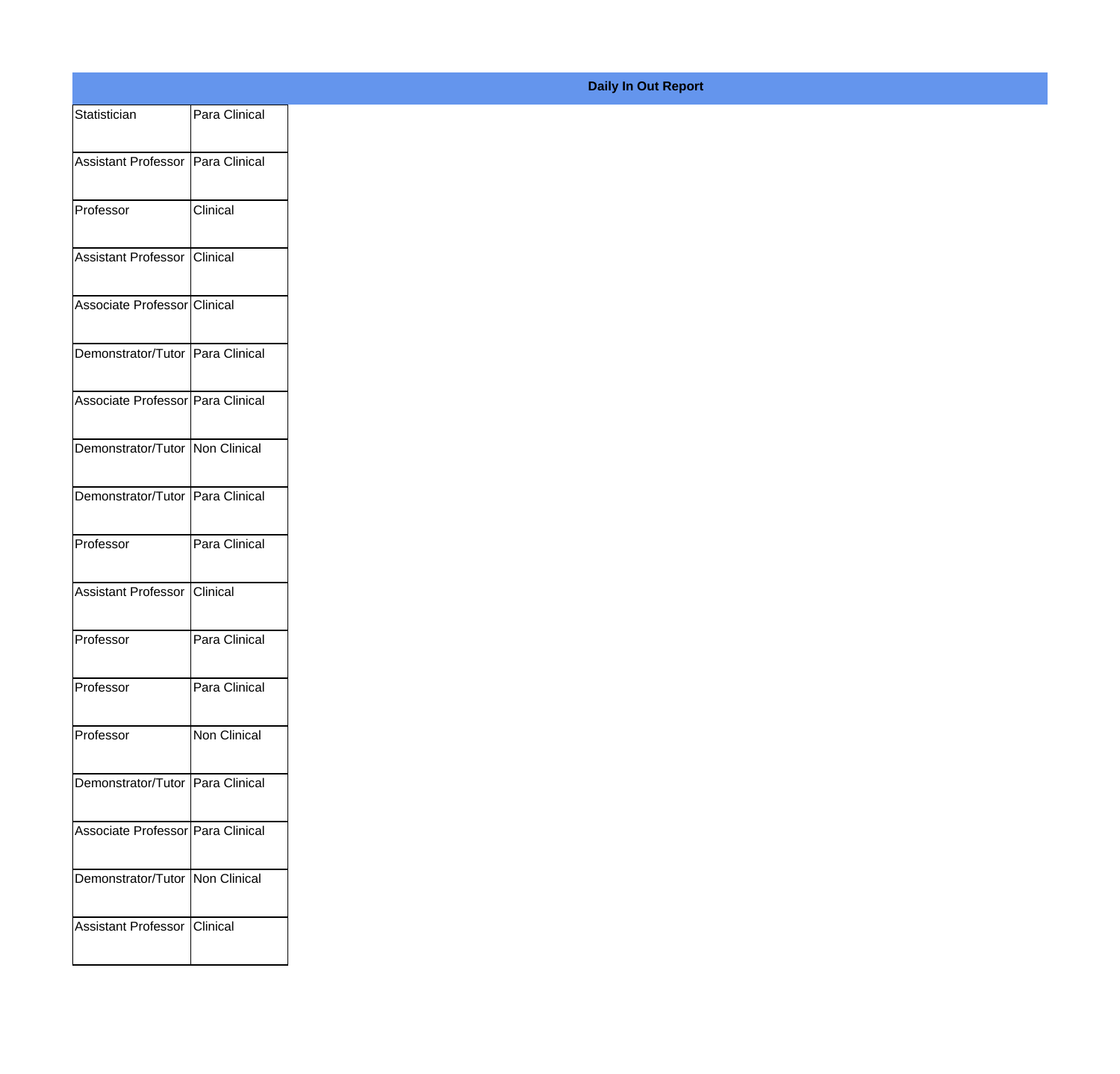**Daily In Out Report**

| | |
|---|---|
| Statistician | Para Clinical |
| Assistant Professor | Para Clinical |
| Professor | Clinical |
| Assistant Professor | Clinical |
| Associate Professor | Clinical |
| Demonstrator/Tutor | Para Clinical |
| Associate Professor | Para Clinical |
| Demonstrator/Tutor | Non Clinical |
| Demonstrator/Tutor | Para Clinical |
| Professor | Para Clinical |
| Assistant Professor | Clinical |
| Professor | Para Clinical |
| Professor | Para Clinical |
| Professor | Non Clinical |
| Demonstrator/Tutor | Para Clinical |
| Associate Professor | Para Clinical |
| Demonstrator/Tutor | Non Clinical |
| Assistant Professor | Clinical |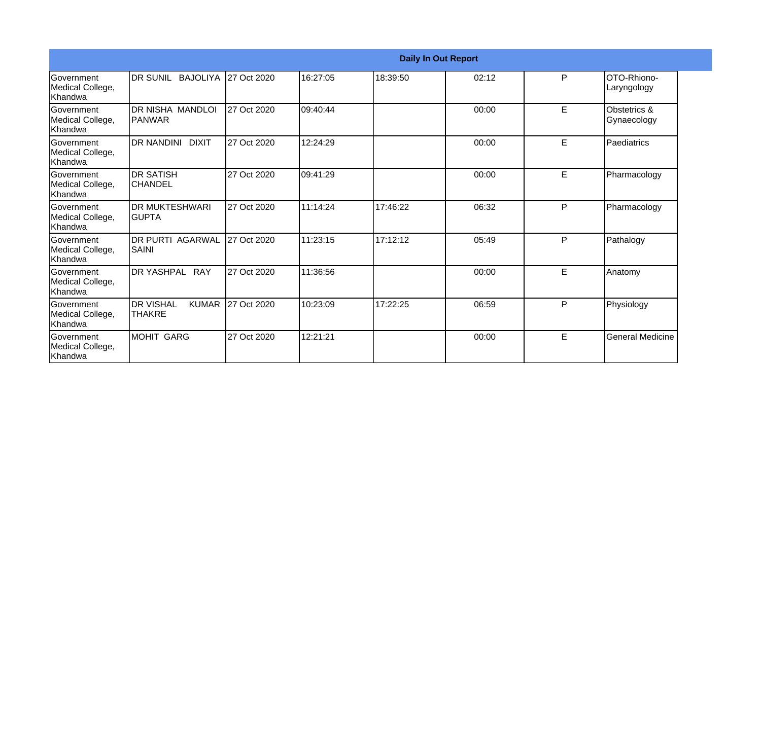**Daily In Out Report**

| | | | | | | | |
|---|---|---|---|---|---|---|---|
| Government Medical College, Khandwa | DR SUNIL BAJOLIYA | 27 Oct 2020 | 16:27:05 | 18:39:50 | 02:12 | P | OTO-Rhiono-Laryngology |
| Government Medical College, Khandwa | DR NISHA MANDLOI PANWAR | 27 Oct 2020 | 09:40:44 | | 00:00 | E | Obstetrics & Gynaecology |
| Government Medical College, Khandwa | DR NANDINI DIXIT | 27 Oct 2020 | 12:24:29 | | 00:00 | E | Paediatrics |
| Government Medical College, Khandwa | DR SATISH CHANDEL | 27 Oct 2020 | 09:41:29 | | 00:00 | E | Pharmacology |
| Government Medical College, Khandwa | DR MUKTESHWARI GUPTA | 27 Oct 2020 | 11:14:24 | 17:46:22 | 06:32 | P | Pharmacology |
| Government Medical College, Khandwa | DR PURTI AGARWAL SAINI | 27 Oct 2020 | 11:23:15 | 17:12:12 | 05:49 | P | Pathalogy |
| Government Medical College, Khandwa | DR YASHPAL RAY | 27 Oct 2020 | 11:36:56 | | 00:00 | E | Anatomy |
| Government Medical College, Khandwa | DR VISHAL KUMAR THAKRE | 27 Oct 2020 | 10:23:09 | 17:22:25 | 06:59 | P | Physiology |
| Government Medical College, Khandwa | MOHIT GARG | 27 Oct 2020 | 12:21:21 | | 00:00 | E | General Medicine |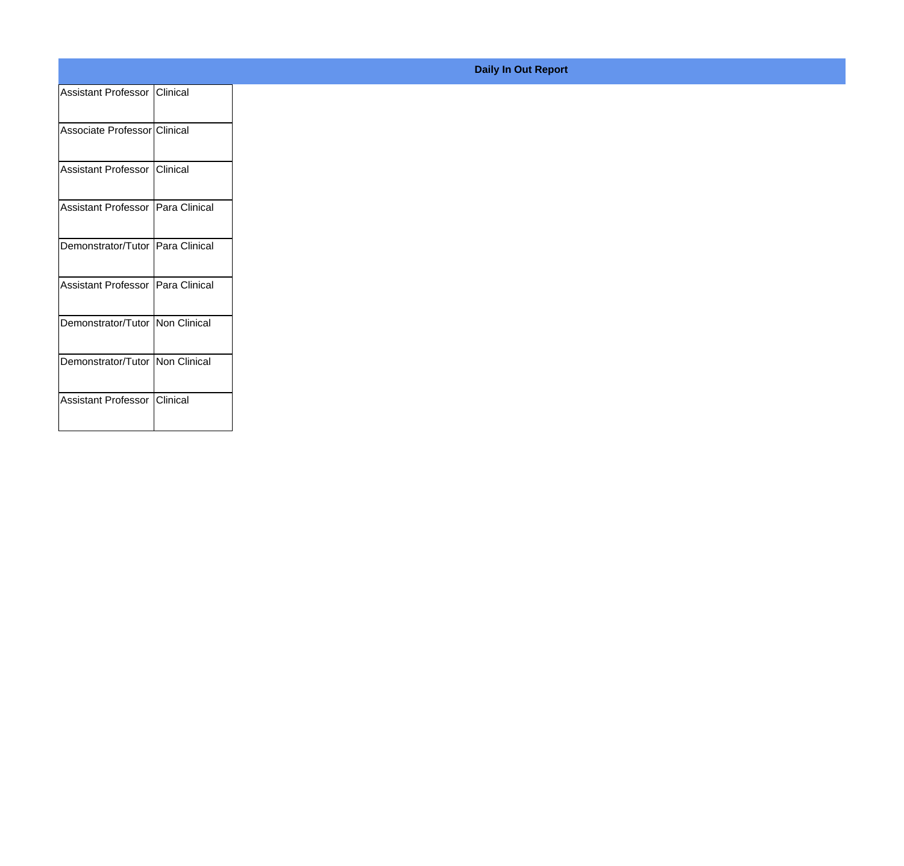**Daily In Out Report**

| | |
|---|---|
| Assistant Professor | Clinical |
| Associate Professor | Clinical |
| Assistant Professor | Clinical |
| Assistant Professor | Para Clinical |
| Demonstrator/Tutor | Para Clinical |
| Assistant Professor | Para Clinical |
| Demonstrator/Tutor | Non Clinical |
| Demonstrator/Tutor | Non Clinical |
| Assistant Professor | Clinical |